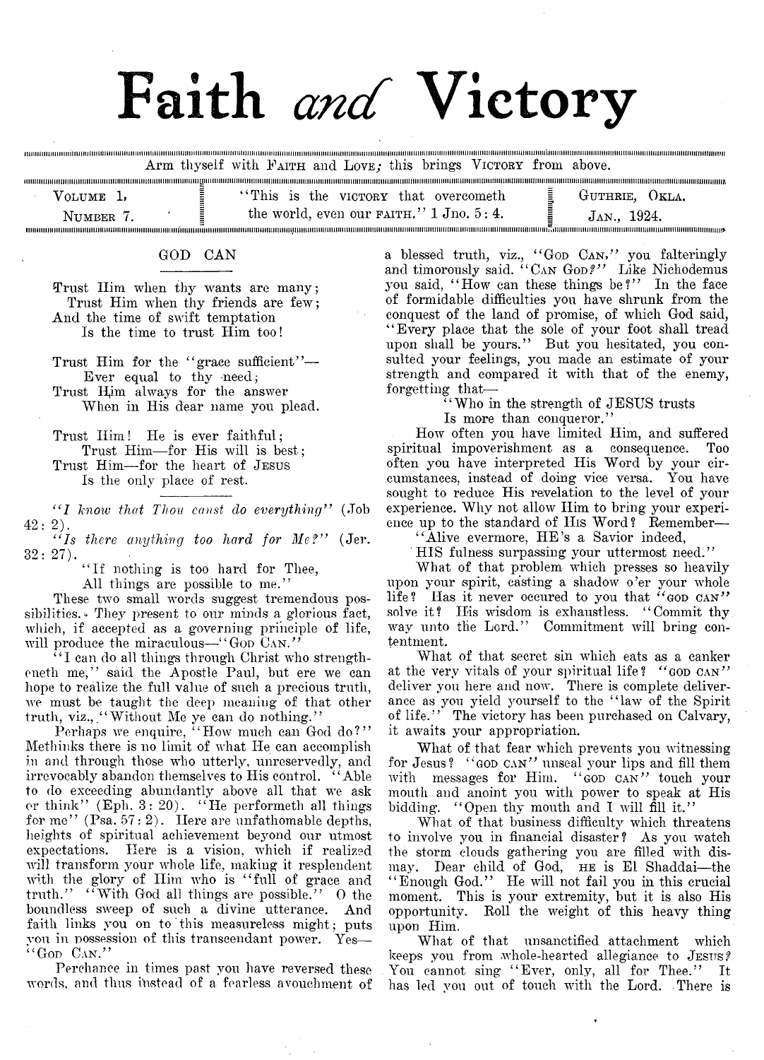# Faith *and* Victory

Arm thyself with FAITH and LOVE; this brings VICTORY from above.

VOLUME 1, NUMBER 7. — "This is the VICTORY that overcometh the world, even our FAITH." 1 Jno. 5: 4. — GUTHRIE, OKLA. JAN., 1924.

## GOD CAN

Trust Him when thy wants are many;
Trust Him when thy friends are few;
And the time of swift temptation
Is the time to trust Him too!

Trust Him for the "grace sufficient"—
Ever equal to thy need;
Trust Him always for the answer
When in His dear name you plead.

Trust Him! He is ever faithful;
Trust Him—for His will is best;
Trust Him—for the heart of JESUS
Is the only place of rest.

*"I know that Thou canst do everything"* (Job 42: 2).

*"Is there anything too hard for Me?"* (Jer. 32: 27).

"If nothing is too hard for Thee,
All things are possible to me."

These two small words suggest tremendous possibilities. They present to our minds a glorious fact, which, if accepted as a governing principle of life, will produce the miraculous—"GOD CAN."

"I can do all things through Christ who strengtheneth me," said the Apostle Paul, but ere we can hope to realize the full value of such a precious truth, we must be taught the deep meaning of that other truth, viz., "Without Me ye can do nothing."

Perhaps we enquire, "How much can God do?" Methinks there is no limit of what He can accomplish in and through those who utterly, unreservedly, and irrevocably abandon themselves to His control. "Able to do exceeding abundantly above all that we ask or think" (Eph. 3: 20). "He performeth all things for me" (Psa. 57: 2). Here are unfathomable depths, heights of spiritual achievement beyond our utmost expectations. Here is a vision, which if realized will transform your whole life, making it resplendent with the glory of Him who is "full of grace and truth." "With God all things are possible." O the boundless sweep of such a divine utterance. And faith links you on to this measureless might; puts you in possession of this transcendant power. Yes—"GOD CAN."

Perchance in times past you have reversed these words, and thus instead of a fearless avouchment of a blessed truth, viz., "GOD CAN," you falteringly and timorously said. "CAN GOD?" Like Nichodemus you said, "How can these things be?" In the face of formidable difficulties you have shrunk from the conquest of the land of promise, of which God said, "Every place that the sole of your foot shall tread upon shall be yours." But you hesitated, you consulted your feelings, you made an estimate of your strength and compared it with that of the enemy, forgetting that—

"Who in the strength of JESUS trusts
Is more than conqueror."

How often you have limited Him, and suffered spiritual impoverishment as a consequence. Too often you have interpreted His Word by your circumstances, instead of doing vice versa. You have sought to reduce His revelation to the level of your experience. Why not allow Him to bring your experience up to the standard of HIS Word? Remember—

"Alive evermore, HE's a Savior indeed,
HIS fulness surpassing your uttermost need."

What of that problem which presses so heavily upon your spirit, casting a shadow o'er your whole life? Has it never occured to you that "GOD CAN" solve it? His wisdom is exhaustless. "Commit thy way unto the Lord." Commitment will bring contentment.

What of that secret sin which eats as a canker at the very vitals of your spiritual life? "GOD CAN" deliver you here and now. There is complete deliverance as you yield yourself to the "law of the Spirit of life." The victory has been purchased on Calvary, it awaits your appropriation.

What of that fear which prevents you witnessing for Jesus? "GOD CAN" unseal your lips and fill them with messages for Him. "GOD CAN" touch your mouth and anoint you with power to speak at His bidding. "Open thy mouth and I will fill it."

What of that business difficulty which threatens to involve you in financial disaster? As you watch the storm clouds gathering you are filled with dismay. Dear child of God, HE is El Shaddai—the "Enough God." He will not fail you in this crucial moment. This is your extremity, but it is also His opportunity. Roll the weight of this heavy thing upon Him.

What of that unsanctified attachment which keeps you from whole-hearted allegiance to JESUS? You cannot sing "Ever, only, all for Thee." It has led you out of touch with the Lord. There is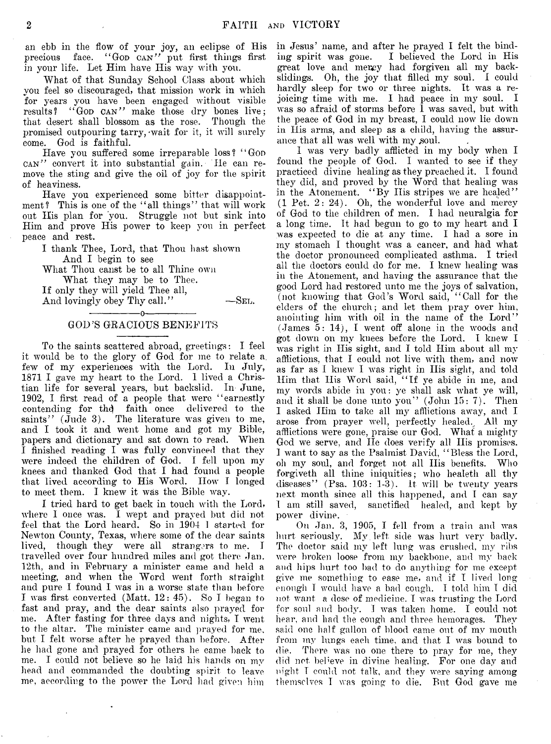an ebb in the flow of your joy, an eclipse of His precious face. "GOD CAN" put first things first in your life. Let Him have His way with you.

What of that Sunday School Class about which you feel so discouraged, that mission work in which for years you have been engaged without visible results? "GOD CAN" make those dry bones live; that desert shall blossom as the rose. Though the promised outpouring tarry, wait for it, it will surely come. God is faithful.

Have you suffered some irreparable loss? "GOD CAN" convert it into substantial gain. He can remove the sting and give the oil of joy for the spirit of heaviness.

Have you experienced some bitter disappointment? This is one of the "all things" that will work out His plan for you. Struggle not but sink into Him and prove His power to keep you in perfect peace and rest.

I thank Thee, Lord, that Thou hast shown
And I begin to see
What Thou canst be to all Thine own
What they may be to Thee.
If only they will yield Thee all,
And lovingly obey Thy call." —SEL.

## GOD'S GRACIOUS BENEFITS

To the saints scattered abroad, greetings: I feel it would be to the glory of God for me to relate a few of my experiences with the Lord. In July, 1871 I gave my heart to the Lord. I lived a Christian life for several years, but backslid. In June, 1902, I first read of a people that were "earnestly contending for the faith once delivered to the saints" (Jude 3). The literature was given to me, and I took it and went home and got my Bible, papers and dictionary and sat down to read. When I finished reading I was fully convinced that they were indeed the children of God. I fell upon my knees and thanked God that I had found a people that lived according to His Word. How I longed to meet them. I knew it was the Bible way.

I tried hard to get back in touch with the Lord, where I once was. I wept and prayed but did not feel that the Lord heard. So in 1904 I started for Newton County, Texas, where some of the dear saints lived, though they were all strangers to me. I travelled over four hundred miles and got there Jan. 12th, and in February a minister came and held a meeting, and when the Word went forth straight and pure I found I was in a worse state than before I was first converted (Matt. 12: 45). So I began to fast and pray, and the dear saints also prayed for me. After fasting for three days and nights, I went to the altar. The minister came and prayed for me, but I felt worse after he prayed than before. After he had gone and prayed for others he came back to me. I could not believe so he laid his hands on my head and commanded the doubting spirit to leave me, according to the power the Lord had given him in Jesus' name, and after he prayed I felt the binding spirit was gone. I believed the Lord in His great love and mercy had forgiven all my backslidings. Oh, the joy that filled my soul. I could hardly sleep for two or three nights. It was a rejoicing time with me. I had peace in my soul. I was so afraid of storms before I was saved, but with the peace of God in my breast, I could now lie down in His arms, and sleep as a child, having the assurance that all was well with my soul.

I was very badly afflicted in my body when I found the people of God. I wanted to see if they practiced divine healing as they preached it. I found they did, and proved by the Word that healing was in the Atonement. "By His stripes we are healed" (1 Pet. 2: 24). Oh, the wonderful love and mercy of God to the children of men. I had neuralgia for a long time. It had begun to go to my heart and I was expected to die at any time. I had a sore in my stomach I thought was a cancer, and had what the doctor pronounced complicated asthma. I tried all the doctors could do for me. I knew healing was in the Atonement, and having the assurance that the good Lord had restored unto me the joys of salvation, (not knowing that God's Word said, "Call for the elders of the church; and let them pray over him, anointing him with oil in the name of the Lord" (James 5: 14), I went off alone in the woods and got down on my knees before the Lord. I knew I was right in His sight, and I told Him about all my afflictions, that I could not live with them, and now as far as I knew I was right in His sight, and told Him that His Word said, "If ye abide in me, and my words abide in you: ye shall ask what ye will, and it shall be done unto you" (John 15: 7). Then I asked Him to take all my afflictions away, and I arose from prayer well, perfectly healed. All my afflictions were gone, praise our God. What a mighty God we serve, and He does verify all His promises. I want to say as the Psalmist David, "Bless the Lord, oh my soul, and forget not all His benefits. Who forgiveth all thine iniquities; who healeth all thy diseases" (Psa. 103: 1-3). It will be twenty years next month since all this happened, and I can say I am still saved, sanctified healed, and kept by power divine.

On Jan. 3, 1905, I fell from a train and was hurt seriously. My left side was hurt very badly. The doctor said my left lung was crushed, my ribs were broken loose from my backbone, and my back and hips hurt too bad to do anything for me except give me something to ease me, and if I lived long enough I would have a bad cough. I told him I did not want a dose of medicine. I was trusting the Lord for soul and body. I was taken home. I could not hear, and had the cough and three hemorages. They said one half gallon of blood came out of my mouth from my lungs each time, and that I was bound to die. There was no one there to pray for me, they did not believe in divine healing. For one day and night I could not talk, and they were saying among themselves I was going to die. But God gave me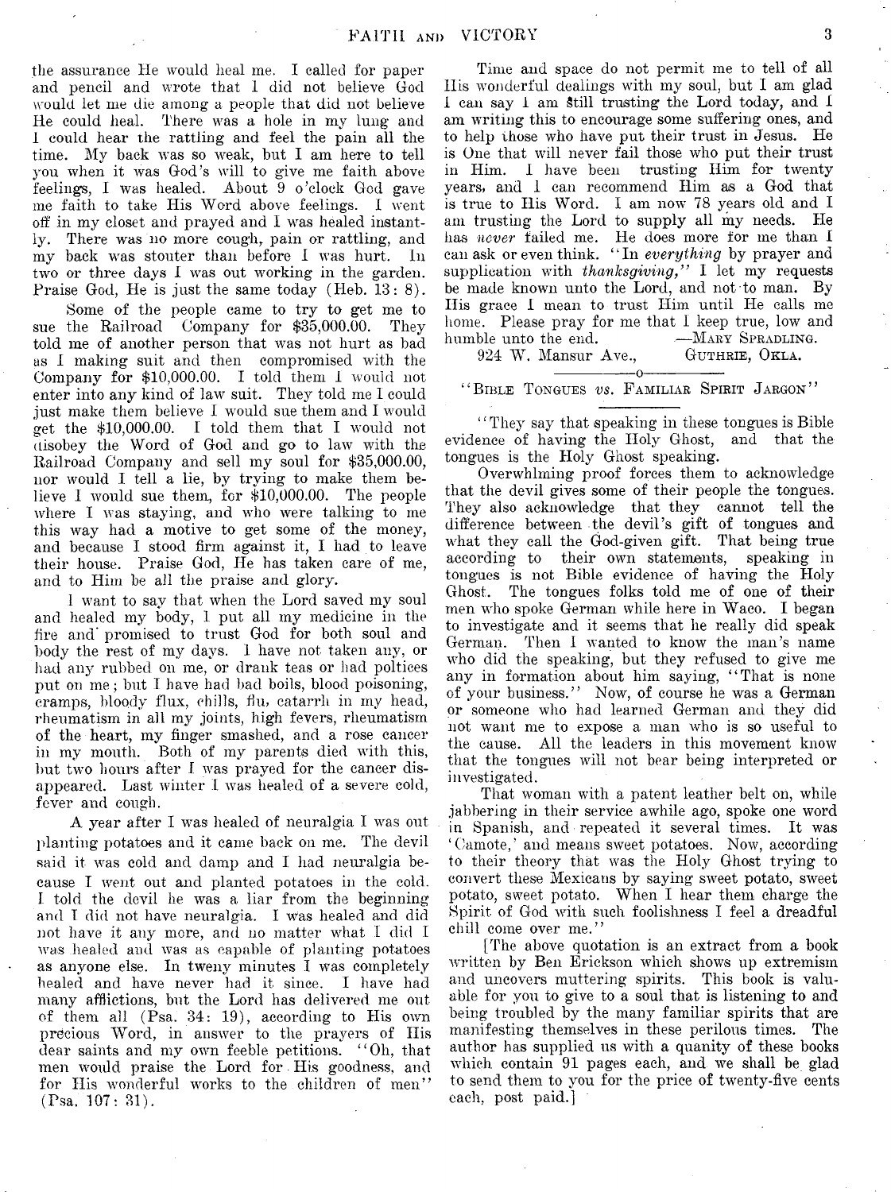the assurance He would heal me. I called for paper and pencil and wrote that I did not believe God would let me die among a people that did not believe He could heal. There was a hole in my lung and I could hear the rattling and feel the pain all the time. My back was so weak, but I am here to tell you when it was God's will to give me faith above feelings, I was healed. About 9 o'clock God gave me faith to take His Word above feelings. I went off in my closet and prayed and I was healed instantly. There was no more cough, pain or rattling, and my back was stouter than before I was hurt. In two or three days I was out working in the garden. Praise God, He is just the same today (Heb. 13: 8).

Some of the people came to try to get me to sue the Railroad Company for $35,000.00. They told me of another person that was not hurt as bad as I making suit and then compromised with the Company for $10,000.00. I told them I would not enter into any kind of law suit. They told me I could just make them believe I would sue them and I would get the $10,000.00. I told them that I would not disobey the Word of God and go to law with the Railroad Company and sell my soul for $35,000.00, nor would I tell a lie, by trying to make them believe I would sue them, for $10,000.00. The people where I was staying, and who were talking to me this way had a motive to get some of the money, and because I stood firm against it, I had to leave their house. Praise God, He has taken care of me, and to Him be all the praise and glory.

I want to say that when the Lord saved my soul and healed my body, I put all my medicine in the fire and promised to trust God for both soul and body the rest of my days. I have not taken any, or had any rubbed on me, or drank teas or had poltices put on me; but I have had bad boils, blood poisoning, cramps, bloody flux, chills, flu, catarrh in my head, rheumatism in all my joints, high fevers, rheumatism of the heart, my finger smashed, and a rose cancer in my mouth. Both of my parents died with this, but two hours after I was prayed for the cancer disappeared. Last winter I was healed of a severe cold, fever and cough.

A year after I was healed of neuralgia I was out planting potatoes and it came back on me. The devil said it was cold and damp and I had neuralgia because I went out and planted potatoes in the cold. I told the devil he was a liar from the beginning and I did not have neuralgia. I was healed and did not have it any more, and no matter what I did I was healed and was as capable of planting potatoes as anyone else. In tweny minutes I was completely healed and have never had it since. I have had many afflictions, but the Lord has delivered me out of them all (Psa. 34: 19), according to His own precious Word, in answer to the prayers of His dear saints and my own feeble petitions. "Oh, that men would praise the Lord for His goodness, and for His wonderful works to the children of men" (Psa. 107: 31).

Time and space do not permit me to tell of all His wonderful dealings with my soul, but I am glad I can say I am still trusting the Lord today, and I am writing this to encourage some suffering ones, and to help those who have put their trust in Jesus. He is One that will never fail those who put their trust in Him. I have been trusting Him for twenty years, and I can recommend Him as a God that is true to His Word. I am now 78 years old and I am trusting the Lord to supply all my needs. He has *never* failed me. He does more for me than I can ask or even think. "In *everything* by prayer and supplication with *thanksgiving,*" I let my requests be made known unto the Lord, and not to man. By His grace I mean to trust Him until He calls me home. Please pray for me that I keep true, low and humble unto the end. —MARY SPRADLING.

924 W. Mansur Ave., GUTHRIE, OKLA.

---

### "BIBLE TONGUES *vs.* FAMILIAR SPIRIT JARGON"

"They say that speaking in these tongues is Bible evidence of having the Holy Ghost, and that the tongues is the Holy Ghost speaking.

Overwhlming proof forces them to acknowledge that the devil gives some of their people the tongues. They also acknowledge that they cannot tell the difference between the devil's gift of tongues and what they call the God-given gift. That being true according to their own statements, speaking in tongues is not Bible evidence of having the Holy Ghost. The tongues folks told me of one of their men who spoke German while here in Waco. I began to investigate and it seems that he really did speak German. Then I wanted to know the man's name who did the speaking, but they refused to give me any in formation about him saying, "That is none of your business." Now, of course he was a German or someone who had learned German and they did not want me to expose a man who is so useful to the cause. All the leaders in this movement know that the tongues will not bear being interpreted or investigated.

That woman with a patent leather belt on, while jabbering in their service awhile ago, spoke one word in Spanish, and repeated it several times. It was 'Camote,' and means sweet potatoes. Now, according to their theory that was the Holy Ghost trying to convert these Mexicans by saying sweet potato, sweet potato, sweet potato. When I hear them charge the Spirit of God with such foolishness I feel a dreadful chill come over me."

[The above quotation is an extract from a book written by Ben Erickson which shows up extremism and uncovers muttering spirits. This book is valuable for you to give to a soul that is listening to and being troubled by the many familiar spirits that are manifesting themselves in these perilous times. The author has supplied us with a quanity of these books which contain 91 pages each, and we shall be glad to send them to you for the price of twenty-five cents each, post paid.]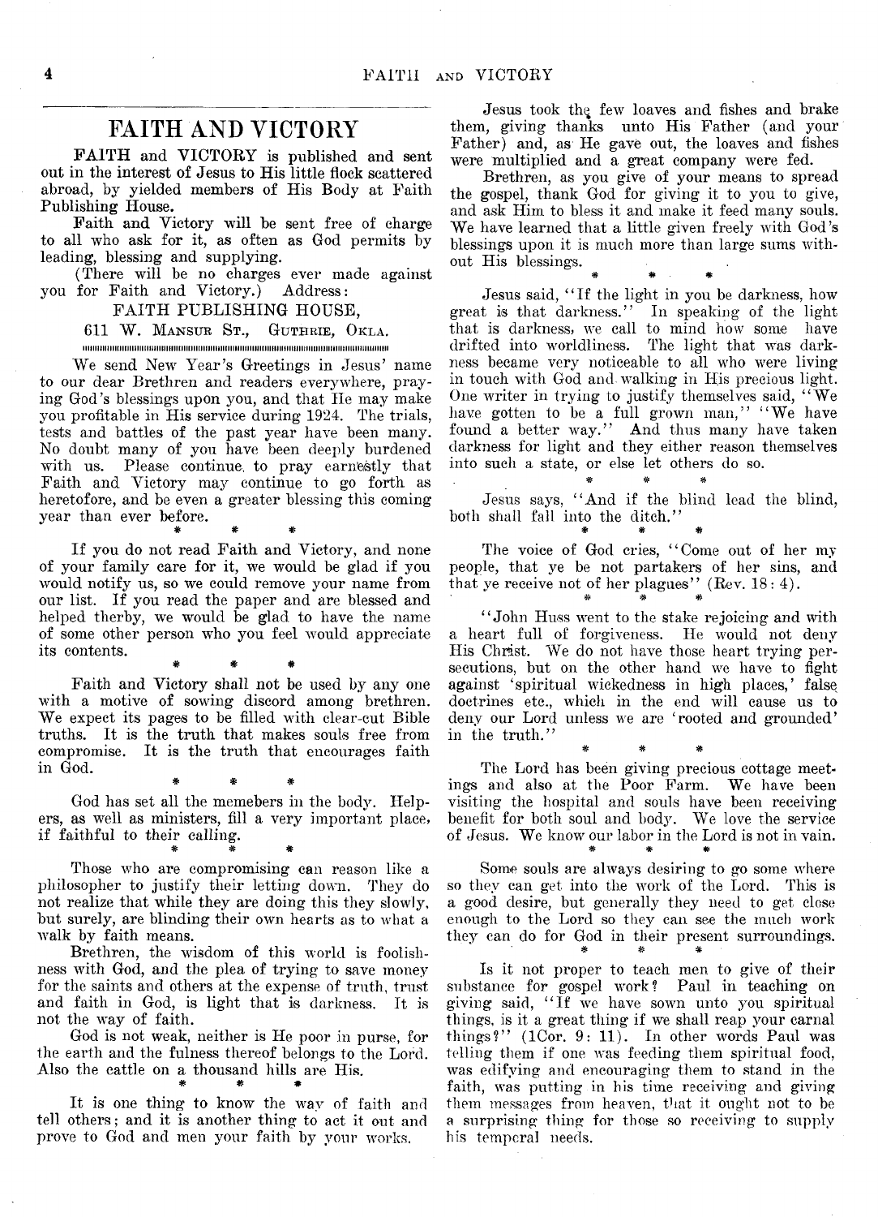# FAITH AND VICTORY

FAITH and VICTORY is published and sent out in the interest of Jesus to His little flock scattered abroad, by yielded members of His Body at Faith Publishing House.

Faith and Victory will be sent free of charge to all who ask for it, as often as God permits by leading, blessing and supplying.

(There will be no charges ever made against you for Faith and Victory.) Address:

FAITH PUBLISHING HOUSE,

611 W. MANSUR ST., GUTHRIE, OKLA.

---

We send New Year's Greetings in Jesus' name to our dear Brethren and readers everywhere, praying God's blessings upon you, and that He may make you profitable in His service during 1924. The trials, tests and battles of the past year have been many. No doubt many of you have been deeply burdened with us. Please continue, to pray earnestly that Faith and Victory may continue to go forth as heretofore, and be even a greater blessing this coming year than ever before.

\* \* \*

If you do not read Faith and Victory, and none of your family care for it, we would be glad if you would notify us, so we could remove your name from our list. If you read the paper and are blessed and helped therby, we would be glad to have the name of some other person who you feel would appreciate its contents.

\* \* \*

Faith and Victory shall not be used by any one with a motive of sowing discord among brethren. We expect its pages to be filled with clear-cut Bible truths. It is the truth that makes souls free from compromise. It is the truth that encourages faith in God.

\* \* \*

God has set all the memebers in the body. Helpers, as well as ministers, fill a very important place, if faithful to their calling.

\* \* \*

Those who are compromising can reason like a philosopher to justify their letting down. They do not realize that while they are doing this they slowly, but surely, are blinding their own hearts as to what a walk by faith means.

Brethren, the wisdom of this world is foolishness with God, and the plea of trying to save money for the saints and others at the expense of truth, trust and faith in God, is light that is darkness. It is not the way of faith.

God is not weak, neither is He poor in purse, for the earth and the fulness thereof belongs to the Lord. Also the cattle on a thousand hills are His.

\* \* \*

It is one thing to know the way of faith and tell others; and it is another thing to act it out and prove to God and men your faith by your works.

Jesus took the few loaves and fishes and brake them, giving thanks unto His Father (and your Father) and, as He gave out, the loaves and fishes were multiplied and a great company were fed.

Brethren, as you give of your means to spread the gospel, thank God for giving it to you to give, and ask Him to bless it and make it feed many souls. We have learned that a little given freely with God's blessings upon it is much more than large sums without His blessings.

\* \* \*

Jesus said, "If the light in you be darkness, how great is that darkness." In speaking of the light that is darkness, we call to mind how some have drifted into worldliness. The light that was darkness became very noticeable to all who were living in touch with God and walking in His precious light. One writer in trying to justify themselves said, "We have gotten to be a full grown man," "We have found a better way." And thus many have taken darkness for light and they either reason themselves into such a state, or else let others do so.

\* \* \*

Jesus says, "And if the blind lead the blind, both shall fall into the ditch."

\* \* \*

The voice of God cries, "Come out of her my people, that ye be not partakers of her sins, and that ye receive not of her plagues" (Rev. 18: 4).

\* \* \*

"John Huss went to the stake rejoicing and with a heart full of forgiveness. He would not deny His Christ. We do not have those heart trying persecutions, but on the other hand we have to fight against 'spiritual wickedness in high places,' false doctrines etc., which in the end will cause us to deny our Lord unless we are 'rooted and grounded' in the truth."

\* \* \*

The Lord has been giving precious cottage meetings and also at the Poor Farm. We have been visiting the hospital and souls have been receiving benefit for both soul and body. We love the service of Jesus. We know our labor in the Lord is not in vain.

\* \* \*

Some souls are always desiring to go some where so they can get into the work of the Lord. This is a good desire, but generally they need to get close enough to the Lord so they can see the much work they can do for God in their present surroundings.

\* \* \*

Is it not proper to teach men to give of their substance for gospel work? Paul in teaching on giving said, "If we have sown unto you spiritual things, is it a great thing if we shall reap your carnal things?" (1Cor. 9: 11). In other words Paul was telling them if one was feeding them spiritual food, was edifying and encouraging them to stand in the faith, was putting in his time receiving and giving them messages from heaven, that it ought not to be a surprising thing for those so receiving to supply his temperal needs.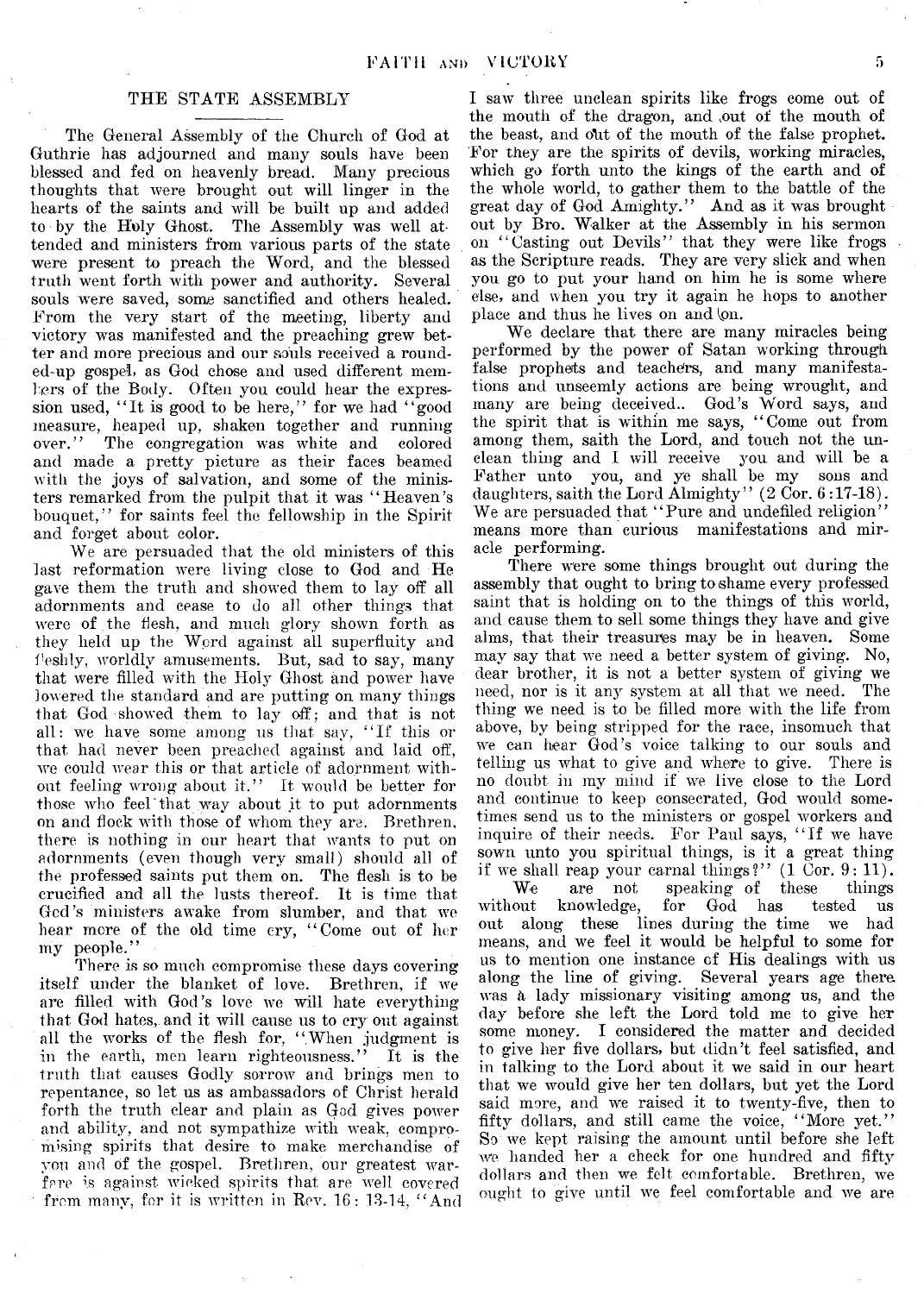## THE STATE ASSEMBLY

The General Assembly of the Church of God at Guthrie has adjourned and many souls have been blessed and fed on heavenly bread. Many precious thoughts that were brought out will linger in the hearts of the saints and will be built up and added to by the Holy Ghost. The Assembly was well attended and ministers from various parts of the state were present to preach the Word, and the blessed truth went forth with power and authority. Several souls were saved, some sanctified and others healed. From the very start of the meeting, liberty and victory was manifested and the preaching grew better and more precious and our souls received a rounded-up gospel, as God chose and used different members of the Body. Often you could hear the expression used, "It is good to be here," for we had "good measure, heaped up, shaken together and running over." The congregation was white and colored and made a pretty picture as their faces beamed with the joys of salvation, and some of the ministers remarked from the pulpit that it was "Heaven's bouquet," for saints feel the fellowship in the Spirit and forget about color.

We are persuaded that the old ministers of this last reformation were living close to God and He gave them the truth and showed them to lay off all adornments and cease to do all other things that were of the flesh, and much glory shown forth as they held up the Word against all superfluity and fleshly, worldly amusements. But, sad to say, many that were filled with the Holy Ghost and power have lowered the standard and are putting on many things that God showed them to lay off; and that is not all: we have some among us that say, "If this or that had never been preached against and laid off, we could wear this or that article of adornment without feeling wrong about it." It would be better for those who feel that way about it to put adornments on and flock with those of whom they are. Brethren, there is nothing in our heart that wants to put on adornments (even though very small) should all of the professed saints put them on. The flesh is to be crucified and all the lusts thereof. It is time that God's ministers awake from slumber, and that we hear more of the old time cry, "Come out of her my people."

There is so much compromise these days covering itself under the blanket of love. Brethren, if we are filled with God's love we will hate everything that God hates, and it will cause us to cry out against all the works of the flesh for, "When judgment is in the earth, men learn righteousness." It is the truth that causes Godly sorrow and brings men to repentance, so let us as ambassadors of Christ herald forth the truth clear and plain as God gives power and ability, and not sympathize with weak, compromising spirits that desire to make merchandise of you and of the gospel. Brethren, our greatest warfare is against wicked spirits that are well covered from many, for it is written in Rev. 16: 13-14, "And I saw three unclean spirits like frogs come out of the mouth of the dragon, and out of the mouth of the beast, and out of the mouth of the false prophet. For they are the spirits of devils, working miracles, which go forth unto the kings of the earth and of the whole world, to gather them to the battle of the great day of God Amighty." And as it was brought out by Bro. Walker at the Assembly in his sermon on "Casting out Devils" that they were like frogs as the Scripture reads. They are very slick and when you go to put your hand on him he is some where else, and when you try it again he hops to another place and thus he lives on and on.

We declare that there are many miracles being performed by the power of Satan working through false prophets and teachers, and many manifestations and unseemly actions are being wrought, and many are being deceived.. God's Word says, and the spirit that is within me says, "Come out from among them, saith the Lord, and touch not the unclean thing and I will receive you and will be a Father unto you, and ye shall be my sons and daughters, saith the Lord Almighty" (2 Cor. 6:17-18). We are persuaded that "Pure and undefiled religion" means more than curious manifestations and miracle performing.

There were some things brought out during the assembly that ought to bring to shame every professed saint that is holding on to the things of this world, and cause them to sell some things they have and give alms, that their treasures may be in heaven. Some may say that we need a better system of giving. No, dear brother, it is not a better system of giving we need, nor is it any system at all that we need. The thing we need is to be filled more with the life from above, by being stripped for the race, insomuch that we can hear God's voice talking to our souls and telling us what to give and where to give. There is no doubt in my mind if we live close to the Lord and continue to keep consecrated, God would sometimes send us to the ministers or gospel workers and inquire of their needs. For Paul says, "If we have sown unto you spiritual things, is it a great thing if we shall reap your carnal things?" (1 Cor. 9: 11).

We are not speaking of these things without knowledge, for God has tested us out along these lines during the time we had means, and we feel it would be helpful to some for us to mention one instance of His dealings with us along the line of giving. Several years age there was a lady missionary visiting among us, and the day before she left the Lord told me to give her some money. I considered the matter and decided to give her five dollars, but didn't feel satisfied, and in talking to the Lord about it we said in our heart that we would give her ten dollars, but yet the Lord said more, and we raised it to twenty-five, then to fifty dollars, and still came the voice, "More yet." So we kept raising the amount until before she left we handed her a check for one hundred and fifty dollars and then we felt comfortable. Brethren, we ought to give until we feel comfortable and we are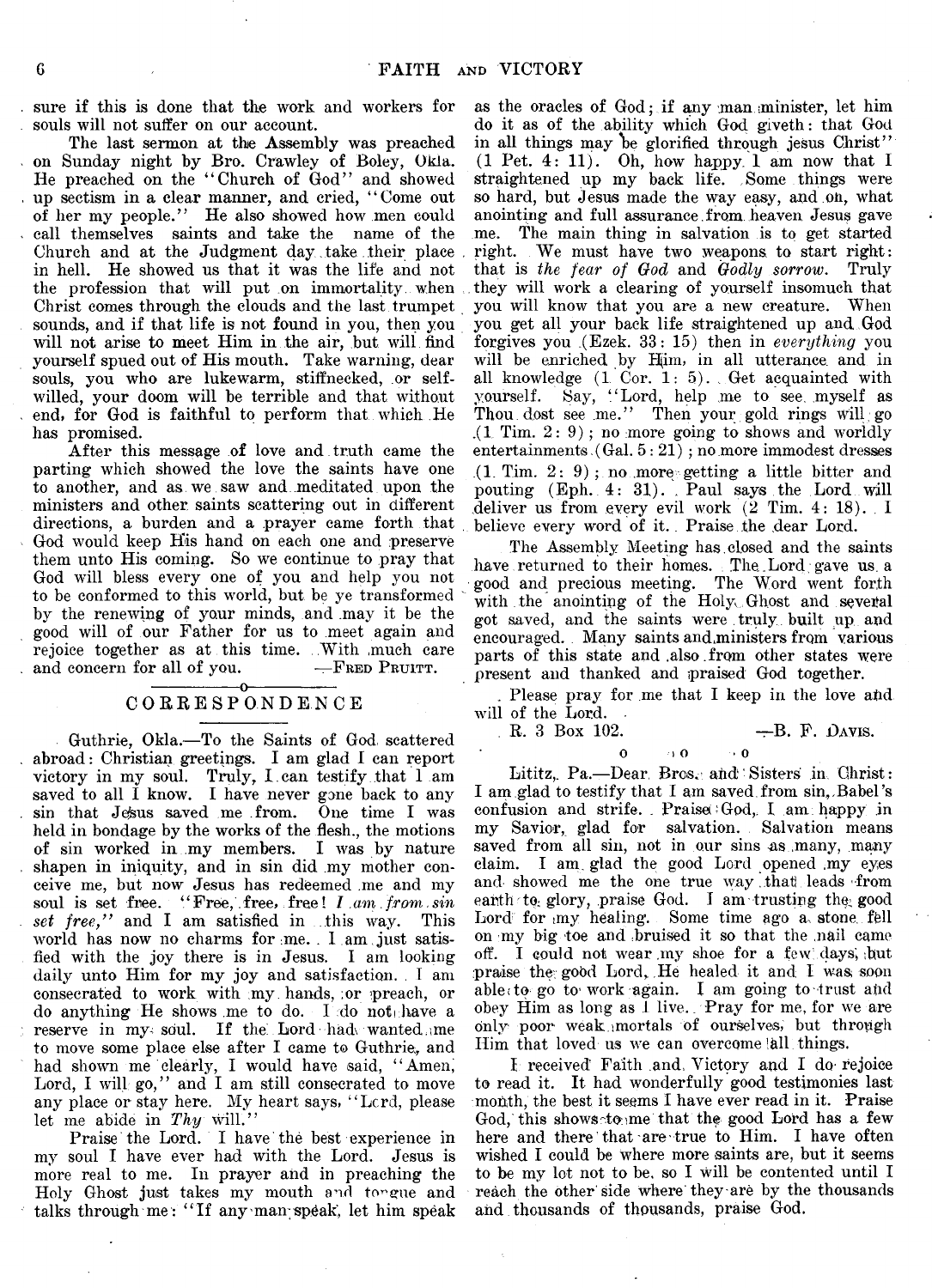sure if this is done that the work and workers for souls will not suffer on our account.

The last sermon at the Assembly was preached on Sunday night by Bro. Crawley of Boley, Okla. He preached on the "Church of God" and showed up sectism in a clear manner, and cried, "Come out of her my people." He also showed how men could call themselves saints and take the name of the Church and at the Judgment day take their place in hell. He showed us that it was the life and not the profession that will put on immortality when Christ comes through the clouds and the last trumpet sounds, and if that life is not found in you, then you will not arise to meet Him in the air, but will find yourself spued out of His mouth. Take warning, dear souls, you who are lukewarm, stiffnecked, or self-willed, your doom will be terrible and that without end, for God is faithful to perform that which He has promised.

After this message of love and truth came the parting which showed the love the saints have one to another, and as we saw and meditated upon the ministers and other saints scattering out in different directions, a burden and a prayer came forth that God would keep His hand on each one and preserve them unto His coming. So we continue to pray that God will bless every one of you and help you not to be conformed to this world, but be ye transformed by the renewing of your minds, and may it be the good will of our Father for us to meet again and rejoice together as at this time. With much care and concern for all of you. —Fred Pruitt.

## CORRESPONDENCE

Guthrie, Okla.—To the Saints of God scattered abroad: Christian greetings. I am glad I can report victory in my soul. Truly, I can testify that I am saved to all I know. I have never gone back to any sin that Jesus saved me from. One time I was held in bondage by the works of the flesh., the motions of sin worked in my members. I was by nature shapen in iniquity, and in sin did my mother conceive me, but now Jesus has redeemed me and my soul is set free. "Free, free, free! *I am from sin set free,*" and I am satisfied in this way. This world has now no charms for me. I am just satisfied with the joy there is in Jesus. I am looking daily unto Him for my joy and satisfaction. I am consecrated to work with my hands, or preach, or do anything He shows me to do. I do not have a reserve in my soul. If the Lord had wanted me to move some place else after I came to Guthrie, and had shown me clearly, I would have said, "Amen, Lord, I will go," and I am still consecrated to move any place or stay here. My heart says, "Lord, please let me abide in *Thy* will."

Praise the Lord. I have the best experience in my soul I have ever had with the Lord. Jesus is more real to me. In prayer and in preaching the Holy Ghost just takes my mouth and tongue and talks through me: "If any man speak, let him speak as the oracles of God; if any man minister, let him do it as of the ability which God giveth: that God in all things may be glorified through jesus Christ" (1 Pet. 4: 11). Oh, how happy I am now that I straightened up my back life. Some things were so hard, but Jesus made the way easy, and oh, what anointing and full assurance from heaven Jesus gave me. The main thing in salvation is to get started right. We must have two weapons to start right: that is *the fear of God* and *Godly sorrow*. Truly they will work a clearing of yourself insomuch that you will know that you are a new creature. When you get all your back life straightened up and God forgives you (Ezek. 33: 15) then in *everything* you will be enriched by Him, in all utterance and in all knowledge (1 Cor. 1: 5). Get acquainted with yourself. Say, "Lord, help me to see myself as Thou dost see me." Then your gold rings will go (1 Tim. 2: 9); no more going to shows and worldly entertainments (Gal. 5: 21); no more immodest dresses (1 Tim. 2: 9); no more getting a little bitter and pouting (Eph. 4: 31). Paul says the Lord will deliver us from every evil work (2 Tim. 4: 18). I believe every word of it. Praise the dear Lord.

The Assembly Meeting has closed and the saints have returned to their homes. The Lord gave us a good and precious meeting. The Word went forth with the anointing of the Holy Ghost and several got saved, and the saints were truly built up and encouraged. Many saints and ministers from various parts of this state and also from other states were present and thanked and praised God together.

Please pray for me that I keep in the love and will of the Lord.

R. 3 Box 102. —B. F. Davis.

o o o

Lititz, Pa.—Dear Bros. and Sisters in Christ: I am glad to testify that I am saved from sin, Babel's confusion and strife. Praise God, I am happy in my Savior, glad for salvation. Salvation means saved from all sin, not in our sins as many, many claim. I am glad the good Lord opened my eyes and showed me the one true way that leads from earth to glory, praise God. I am trusting the good Lord for my healing. Some time ago a stone fell on my big toe and bruised it so that the nail came off. I could not wear my shoe for a few days, but praise the good Lord, He healed it and I was soon able to go to work again. I am going to trust and obey Him as long as I live. Pray for me, for we are only poor weak mortals of ourselves, but through Him that loved us we can overcome all things.

I received Faith and Victory and I do rejoice to read it. It had wonderfully good testimonies last month, the best it seems I have ever read in it. Praise God, this shows to me that the good Lord has a few here and there that are true to Him. I have often wished I could be where more saints are, but it seems to be my lot not to be, so I will be contented until I reach the other side where they are by the thousands and thousands of thousands, praise God.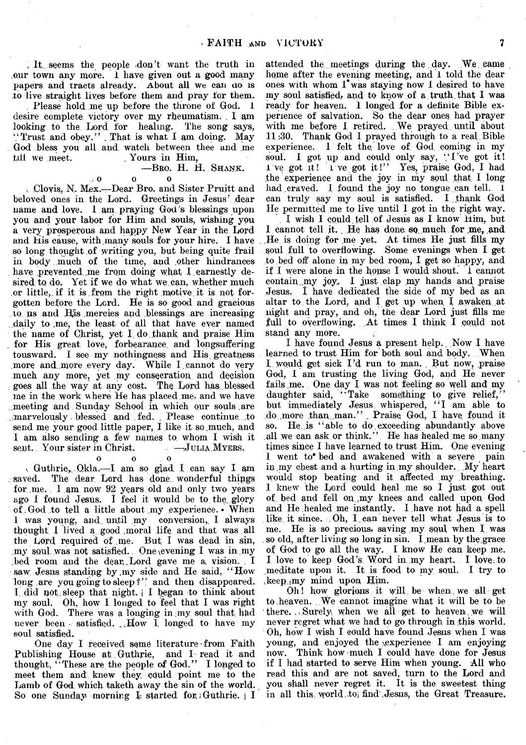It seems the people don't want the truth in our town any more. I have given out a good many papers and tracts already. About all we can do is to live straight lives before them and pray for them.

Please hold me up before the throne of God. I desire complete victory over my rheumatism. I am looking to the Lord for healing. The song says, "Trust and obey." That is what I am doing. May God bless you all and watch between thee and me till we meet. Yours in Him,

—Bro. H. H. Shank.

o o o

Clovis, N. Mex.—Dear Bro. and Sister Pruitt and beloved ones in the Lord. Greetings in Jesus' dear name and love. I am praying God's blessings upon you and your labor for Him and souls, wishing you a very prosperous and happy New Year in the Lord and His cause, with many souls for your hire. I have so long thought of writing you, but being quite frail in body much of the time, and other hindrances have prevented me from doing what I earnestly desired to do. Yet if we do what we can, whether much or little, if it is from the right motive it is not forgotten before the Lord. He is so good and gracious to us and His mercies and blessings are increasing daily to me, the least of all that have ever named the name of Christ, yet I do thank and praise Him for His great love, forbearance and longsuffering tousward. I see my nothingness and His greatness more and more every day. While I cannot do very much any more, yet my consecration and decision goes all the way at any cost. The Lord has blessed me in the work where He has placed me, and we have meeting and Sunday School in which our souls are marvelously blessed and fed. Please continue to send me your good little paper, I like it so much, and I am also sending a few names to whom I wish it sent. Your sister in Christ. —Julia Myers.

o o o

Guthrie, Okla.—I am so glad I can say I am saved. The dear Lord has done wonderful things for me. I am now 92 years old and only two years ago I found Jesus. I feel it would be to the glory of God to tell a little about my experience. When I was young, and until my conversion, I always thought I lived a good moral life and that was all the Lord required of me. But I was dead in sin, my soul was not satisfied. One evening I was in my bed room and the dear Lord gave me a vision. I saw Jesus standing by my side and He said, "How long are you going to sleep?" and then disappeared. I did not sleep that night. I began to think about my soul. Oh, how I longed to feel that I was right with God. There was a longing in my soul that had never been satisfied. How I longed to have my soul satisfied.

One day I received some literature from Faith Publishing House at Guthrie, and I read it and thought, "These are the people of God." I longed to meet them and knew they could point me to the Lamb of God which taketh away the sin of the world. So one Sunday morning I started for Guthrie. I attended the meetings during the day. We came home after the evening meeting, and I told the dear ones with whom I was staying how I desired to have my soul satisfied, and to know of a truth that I was ready for heaven. I longed for a definite Bible experience of salvation. So the dear ones had prayer with me before I retired. We prayed until about 11:30. Thank God I prayed through to a real Bible experience. I felt the love of God coming in my soul. I got up and could only say, "I've got it! I've got it! I've got it!" Yes, praise God, I had the experience and the joy in my soul that I long had craved. I found the joy no tongue can tell. I can truly say my soul is satisfied. I thank God He permitted me to live until I got in the right way.

I wish I could tell of Jesus as I know Him, but I cannot tell it. He has done so much for me, and He is doing for me yet. At times He just fills my soul full to overflowing. Some evenings when I get to bed off alone in my bed room, I get so happy, and if I were alone in the house I would shout. I cannot contain my joy. I just clap my hands and praise Jesus. I have dedicated the side of my bed as an altar to the Lord, and I get up when I awaken at night and pray, and oh, the dear Lord just fills me full to overflowing. At times I think I could not stand any more.

I have found Jesus a present help. Now I have learned to trust Him for both soul and body. When I would get sick I'd run to man. But now, praise God, I am trusting the living God, and He never fails me. One day I was not feeling so well and my daughter said, "Take something to give relief," but immediately Jesus whispered, "I am able to do more than man." Praise God, I have found it so. He is "able to do exceeding abundantly above all we can ask or think." He has healed me so many times since I have learned to trust Him. One evening I went to bed and awakened with a severe pain in my chest and a hurting in my shoulder. My heart would stop beating and it affected my breathing. I knew the Lord could heal me so I just got out of bed and fell on my knees and called upon God and He healed me instantly. I have not had a spell like it since. Oh, I can never tell what Jesus is to me. He is so precious, saving my soul when I was so old, after living so long in sin. I mean by the grace of God to go all the way. I know He can keep me. I love to keep God's Word in my heart. I love to meditate upon it. It is food to my soul. I try to keep my mind upon Him.

Oh! how glorious it will be when we all get to heaven. We cannot imagine what it will be to be there. Surely when we all get to heaven we will never regret what we had to go through in this world. Oh, how I wish I could have found Jesus when I was young, and enjoyed the experience I am enjoying now. Think how much I could have done for Jesus if I had started to serve Him when young. All who read this and are not saved, turn to the Lord and you shall never regret it. It is the sweetest thing in all this world to find Jesus, the Great Treasure.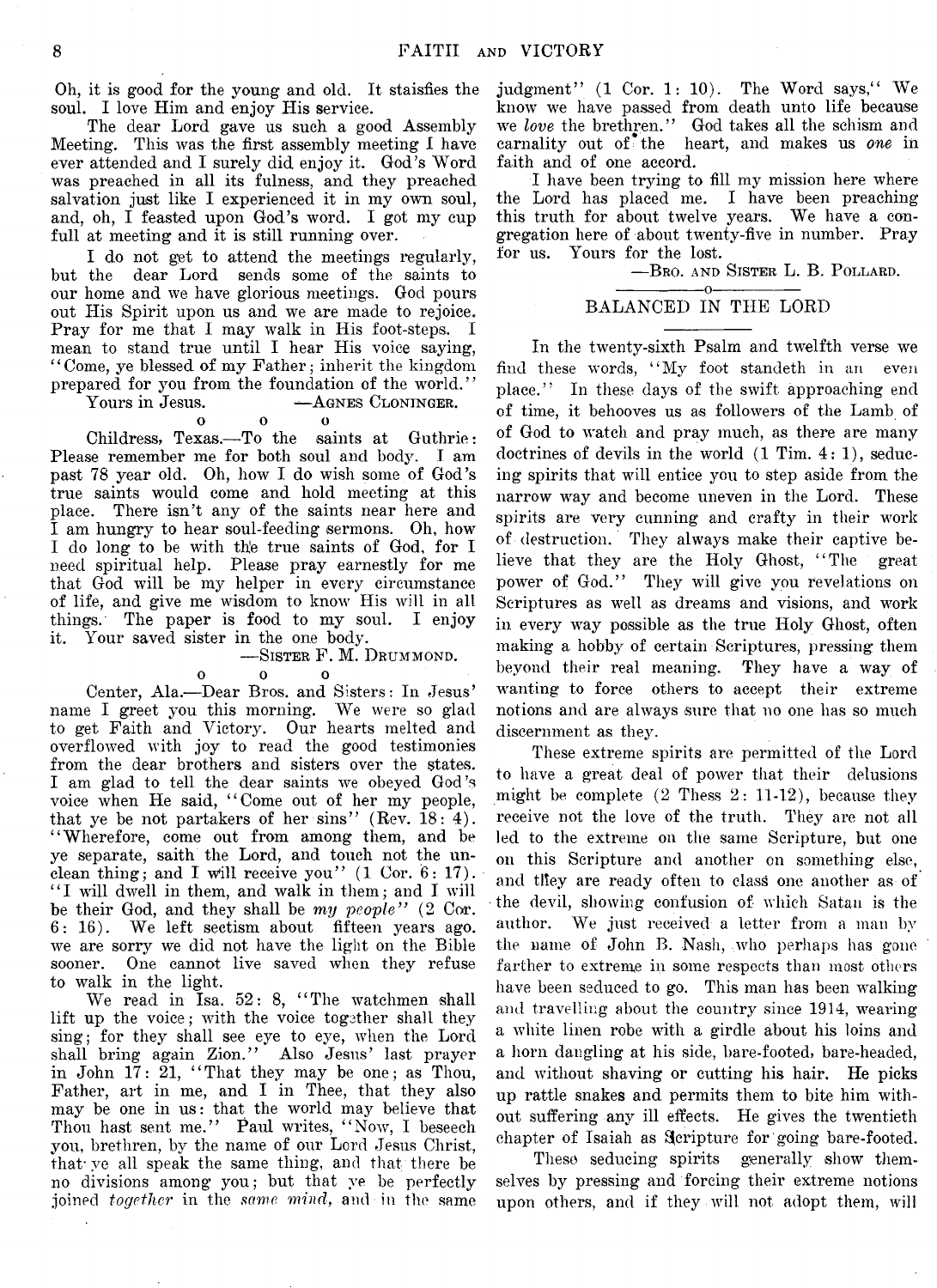Oh, it is good for the young and old. It staisfies the soul. I love Him and enjoy His service.

The dear Lord gave us such a good Assembly Meeting. This was the first assembly meeting I have ever attended and I surely did enjoy it. God's Word was preached in all its fulness, and they preached salvation just like I experienced it in my own soul, and, oh, I feasted upon God's word. I got my cup full at meeting and it is still running over.

I do not get to attend the meetings regularly, but the dear Lord sends some of the saints to our home and we have glorious meetings. God pours out His Spirit upon us and we are made to rejoice. Pray for me that I may walk in His foot-steps. I mean to stand true until I hear His voice saying, "Come, ye blessed of my Father; inherit the kingdom prepared for you from the foundation of the world."

Yours in Jesus. —AGNES CLONINGER.

o o o

Childress, Texas.—To the saints at Guthrie: Please remember me for both soul and body. I am past 78 year old. Oh, how I do wish some of God's true saints would come and hold meeting at this place. There isn't any of the saints near here and I am hungry to hear soul-feeding sermons. Oh, how I do long to be with the true saints of God, for I need spiritual help. Please pray earnestly for me that God will be my helper in every circumstance of life, and give me wisdom to know His will in all things. The paper is food to my soul. I enjoy it. Your saved sister in the one body.

—SISTER F. M. DRUMMOND.

o o o

Center, Ala.—Dear Bros. and Sisters: In Jesus' name I greet you this morning. We were so glad to get Faith and Victory. Our hearts melted and overflowed with joy to read the good testimonies from the dear brothers and sisters over the states. I am glad to tell the dear saints we obeyed God's voice when He said, "Come out of her my people, that ye be not partakers of her sins" (Rev. 18: 4). "Wherefore, come out from among them, and be ye separate, saith the Lord, and touch not the unclean thing; and I will receive you" (1 Cor. 6: 17). "I will dwell in them, and walk in them; and I will be their God, and they shall be *my people*" (2 Cor. 6: 16). We left sectism about fifteen years ago. we are sorry we did not have the light on the Bible sooner. One cannot live saved when they refuse to walk in the light.

We read in Isa. 52: 8, "The watchmen shall lift up the voice; with the voice together shall they sing; for they shall see eye to eye, when the Lord shall bring again Zion." Also Jesus' last prayer in John 17: 21, "That they may be one; as Thou, Father, art in me, and I in Thee, that they also may be one in us: that the world may believe that Thou hast sent me." Paul writes, "Now, I beseech you, brethren, by the name of our Lord Jesus Christ, that ye all speak the same thing, and that there be no divisions among you; but that ye be perfectly joined *together* in the *same mind*, and in the same judgment" (1 Cor. 1: 10). The Word says," We know we have passed from death unto life because we *love* the brethren." God takes all the schism and carnality out of the heart, and makes us *one* in faith and of one accord.

I have been trying to fill my mission here where the Lord has placed me. I have been preaching this truth for about twelve years. We have a congregation here of about twenty-five in number. Pray for us. Yours for the lost.

—BRO. AND SISTER L. B. POLLARD.

## BALANCED IN THE LORD

In the twenty-sixth Psalm and twelfth verse we find these words, "My foot standeth in an even place." In these days of the swift approaching end of time, it behooves us as followers of the Lamb of of God to watch and pray much, as there are many doctrines of devils in the world (1 Tim. 4: 1), seducing spirits that will entice you to step aside from the narrow way and become uneven in the Lord. These spirits are very cunning and crafty in their work of destruction. They always make their captive believe that they are the Holy Ghost, "The great power of God." They will give you revelations on Scriptures as well as dreams and visions, and work in every way possible as the true Holy Ghost, often making a hobby of certain Scriptures, pressing them beyond their real meaning. They have a way of wanting to force others to accept their extreme notions and are always sure that no one has so much discernment as they.

These extreme spirits are permitted of the Lord to have a great deal of power that their delusions might be complete (2 Thess 2: 11-12), because they receive not the love of the truth. They are not all led to the extreme on the same Scripture, but one on this Scripture and another on something else, and they are ready often to class one another as of the devil, showing confusion of which Satan is the author. We just received a letter from a man by the name of John B. Nash, who perhaps has gone farther to extreme in some respects than most others have been seduced to go. This man has been walking and travelling about the country since 1914, wearing a white linen robe with a girdle about his loins and a horn dangling at his side, bare-footed, bare-headed, and without shaving or cutting his hair. He picks up rattle snakes and permits them to bite him without suffering any ill effects. He gives the twentieth chapter of Isaiah as Scripture for going bare-footed.

These seducing spirits generally show themselves by pressing and forcing their extreme notions upon others, and if they will not adopt them, will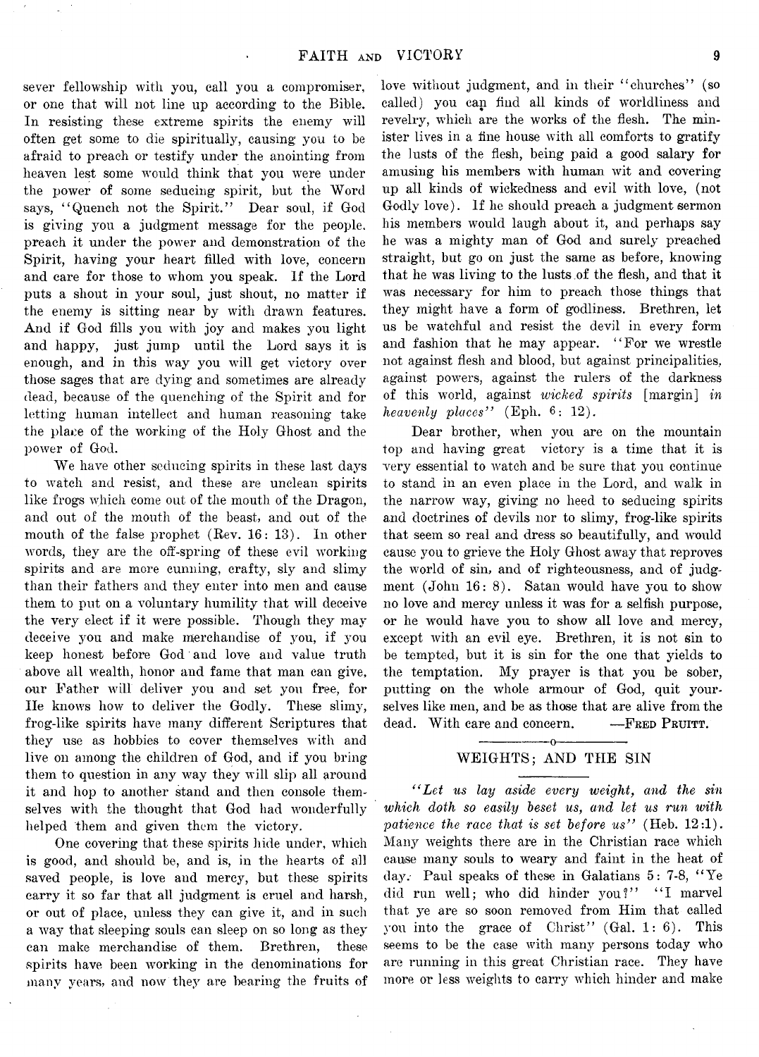sever fellowship with you, call you a compromiser, or one that will not line up according to the Bible. In resisting these extreme spirits the enemy will often get some to die spiritually, causing you to be afraid to preach or testify under the anointing from heaven lest some would think that you were under the power of some seducing spirit, but the Word says, "Quench not the Spirit." Dear soul, if God is giving you a judgment message for the people. preach it under the power and demonstration of the Spirit, having your heart filled with love, concern and care for those to whom you speak. If the Lord puts a shout in your soul, just shout, no matter if the enemy is sitting near by with drawn features. And if God fills you with joy and makes you light and happy, just jump until the Lord says it is enough, and in this way you will get victory over those sages that are dying and sometimes are already dead, because of the quenching of the Spirit and for letting human intellect and human reasoning take the place of the working of the Holy Ghost and the power of God.

We have other seducing spirits in these last days to watch and resist, and these are unclean spirits like frogs which come out of the mouth of the Dragon, and out of the mouth of the beast, and out of the mouth of the false prophet (Rev. 16: 13). In other words, they are the off-spring of these evil working spirits and are more cunning, crafty, sly and slimy than their fathers and they enter into men and cause them to put on a voluntary humility that will deceive the very elect if it were possible. Though they may deceive you and make merchandise of you, if you keep honest before God and love and value truth above all wealth, honor and fame that man can give, our Father will deliver you and set you free, for He knows how to deliver the Godly. These slimy, frog-like spirits have many different Scriptures that they use as hobbies to cover themselves with and live on among the children of God, and if you bring them to question in any way they will slip all around it and hop to another stand and then console themselves with the thought that God had wonderfully helped them and given them the victory.

One covering that these spirits hide under, which is good, and should be, and is, in the hearts of all saved people, is love and mercy, but these spirits carry it so far that all judgment is cruel and harsh, or out of place, unless they can give it, and in such a way that sleeping souls can sleep on so long as they can make merchandise of them. Brethren, these spirits have been working in the denominations for many years, and now they are bearing the fruits of love without judgment, and in their "churches" (so called) you can find all kinds of worldliness and revelry, which are the works of the flesh. The minister lives in a fine house with all comforts to gratify the lusts of the flesh, being paid a good salary for amusing his members with human wit and covering up all kinds of wickedness and evil with love, (not Godly love). If he should preach a judgment sermon his members would laugh about it, and perhaps say he was a mighty man of God and surely preached straight, but go on just the same as before, knowing that he was living to the lusts of the flesh, and that it was necessary for him to preach those things that they might have a form of godliness. Brethren, let us be watchful and resist the devil in every form and fashion that he may appear. "For we wrestle not against flesh and blood, but against principalities, against powers, against the rulers of the darkness of this world, against *wicked spirits* [margin] *in heavenly places*" (Eph. 6: 12).

Dear brother, when you are on the mountain top and having great victory is a time that it is very essential to watch and be sure that you continue to stand in an even place in the Lord, and walk in the narrow way, giving no heed to seducing spirits and doctrines of devils nor to slimy, frog-like spirits that seem so real and dress so beautifully, and would cause you to grieve the Holy Ghost away that reproves the world of sin, and of righteousness, and of judgment (John 16: 8). Satan would have you to show no love and mercy unless it was for a selfish purpose, or he would have you to show all love and mercy, except with an evil eye. Brethren, it is not sin to be tempted, but it is sin for the one that yields to the temptation. My prayer is that you be sober, putting on the whole armour of God, quit yourselves like men, and be as those that are alive from the dead. With care and concern. —Fred Pruitt.

---

## WEIGHTS; AND THE SIN

*"Let us lay aside every weight, and the sin which doth so easily beset us, and let us run with patience the race that is set before us"* (Heb. 12:1). Many weights there are in the Christian race which cause many souls to weary and faint in the heat of day. Paul speaks of these in Galatians 5: 7-8, "Ye did run well; who did hinder you?" "I marvel that ye are so soon removed from Him that called you into the grace of Christ" (Gal. 1: 6). This seems to be the case with many persons today who are running in this great Christian race. They have more or less weights to carry which hinder and make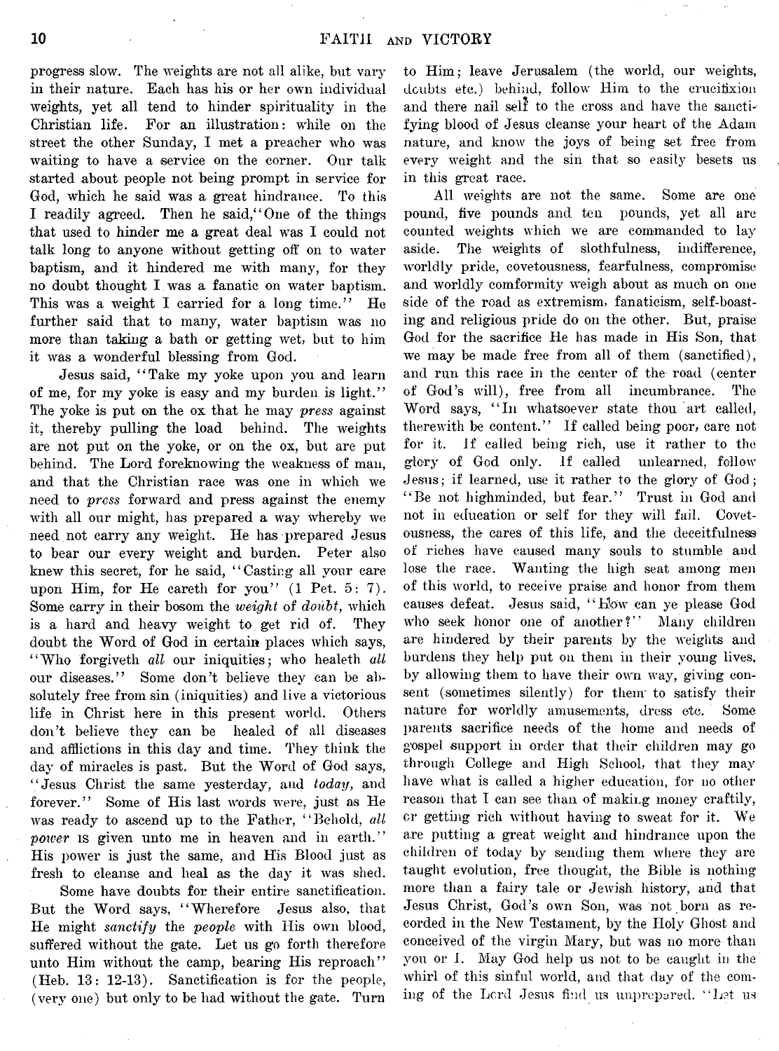progress slow. The weights are not all alike, but vary in their nature. Each has his or her own individual weights, yet all tend to hinder spirituality in the Christian life. For an illustration: while on the street the other Sunday, I met a preacher who was waiting to have a service on the corner. Our talk started about people not being prompt in service for God, which he said was a great hindrance. To this I readily agreed. Then he said, "One of the things that used to hinder me a great deal was I could not talk long to anyone without getting off on to water baptism, and it hindered me with many, for they no doubt thought I was a fanatic on water baptism. This was a weight I carried for a long time." He further said that to many, water baptism was no more than taking a bath or getting wet, but to him it was a wonderful blessing from God.

Jesus said, "Take my yoke upon you and learn of me, for my yoke is easy and my burden is light." The yoke is put on the ox that he may *press* against it, thereby pulling the load behind. The weights are not put on the yoke, or on the ox, but are put behind. The Lord foreknowing the weakness of man, and that the Christian race was one in which we need to *press* forward and press against the enemy with all our might, has prepared a way whereby we need not carry any weight. He has prepared Jesus to bear our every weight and burden. Peter also knew this secret, for he said, "Casting all your care upon Him, for He careth for you" (1 Pet. 5: 7). Some carry in their bosom the *weight* of *doubt*, which is a hard and heavy weight to get rid of. They doubt the Word of God in certain places which says, "Who forgiveth *all* our iniquities; who healeth *all* our diseases." Some don't believe they can be absolutely free from sin (iniquities) and live a victorious life in Christ here in this present world. Others don't believe they can be healed of all diseases and afflictions in this day and time. They think the day of miracles is past. But the Word of God says, "Jesus Christ the same yesterday, and *today*, and forever." Some of His last words were, just as He was ready to ascend up to the Father, "Behold, *all power* is given unto me in heaven and in earth." His power is just the same, and His Blood just as fresh to cleanse and heal as the day it was shed.

Some have doubts for their entire sanctification. But the Word says, "Wherefore Jesus also, that He might *sanctify* the *people* with His own blood, suffered without the gate. Let us go forth therefore unto Him without the camp, bearing His reproach" (Heb. 13: 12-13). Sanctification is for the people, (every one) but only to be had without the gate. Turn to Him; leave Jerusalem (the world, our weights, doubts etc.) behind, follow Him to the crucifixion and there nail self to the cross and have the sanctifying blood of Jesus cleanse your heart of the Adam nature, and know the joys of being set free from every weight and the sin that so easily besets us in this great race.

All weights are not the same. Some are one pound, five pounds and ten pounds, yet all are counted weights which we are commanded to lay aside. The weights of slothfulness, indifference, worldly pride, covetousness, fearfulness, compromise and worldly conformity weigh about as much on one side of the road as extremism, fanaticism, self-boasting and religious pride do on the other. But, praise God for the sacrifice He has made in His Son, that we may be made free from all of them (sanctified), and run this race in the center of the road (center of God's will), free from all incumbrance. The Word says, "In whatsoever state thou art called, therewith be content." If called being poor, care not for it. If called being rich, use it rather to the glory of God only. If called unlearned, follow Jesus; if learned, use it rather to the glory of God; "Be not highminded, but fear." Trust in God and not in education or self for they will fail. Covetousness, the cares of this life, and the deceitfulness of riches have caused many souls to stumble and lose the race. Wanting the high seat among men of this world, to receive praise and honor from them causes defeat. Jesus said, "How can ye please God who seek honor one of another?" Many children are hindered by their parents by the weights and burdens they help put on them in their young lives, by allowing them to have their own way, giving consent (sometimes silently) for them to satisfy their nature for worldly amusements, dress etc. Some parents sacrifice needs of the home and needs of gospel support in order that their children may go through College and High School, that they may have what is called a higher education, for no other reason that I can see than of making money craftily, or getting rich without having to sweat for it. We are putting a great weight and hindrance upon the children of today by sending them where they are taught evolution, free thought, the Bible is nothing more than a fairy tale or Jewish history, and that Jesus Christ, God's own Son, was not born as recorded in the New Testament, by the Holy Ghost and conceived of the virgin Mary, but was no more than you or I. May God help us not to be caught in the whirl of this sinful world, and that day of the coming of the Lord Jesus find us unprepared. "Let us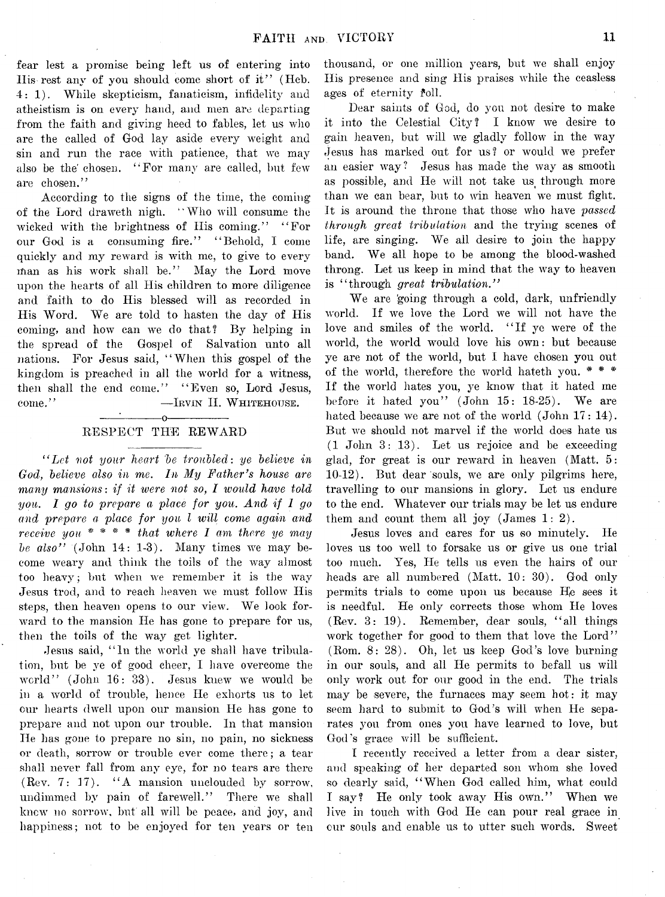fear lest a promise being left us of entering into His rest any of you should come short of it" (Heb. 4: 1). While skepticism, fanaticism, infidelity and atheistism is on every hand, and men are departing from the faith and giving heed to fables, let us who are the called of God lay aside every weight and sin and run the race with patience, that we may also be the chosen. "For many are called, but few are chosen."

According to the signs of the time, the coming of the Lord draweth nigh. "Who will consume the wicked with the brightness of His coming." "For our God is a consuming fire." "Behold, I come quickly and my reward is with me, to give to every man as his work shall be." May the Lord move upon the hearts of all His children to more diligence and faith to do His blessed will as recorded in His Word. We are told to hasten the day of His coming, and how can we do that? By helping in the spread of the Gospel of Salvation unto all nations. For Jesus said, "When this gospel of the kingdom is preached in all the world for a witness, then shall the end come." "Even so, Lord Jesus, come." —IRVIN H. WHITEHOUSE.

## RESPECT THE REWARD

*"Let not your heart be troubled: ye believe in God, believe also in me. In My Father's house are many mansions: if it were not so, I would have told you. I go to prepare a place for you. And if I go and prepare a place for you I will come again and receive you * * * * that where I am there ye may be also"* (John 14: 1-3). Many times we may become weary and think the toils of the way almost too heavy; but when we remember it is the way Jesus trod, and to reach heaven we must follow His steps, then heaven opens to our view. We look forward to the mansion He has gone to prepare for us, then the toils of the way get lighter.

Jesus said, "In the world ye shall have tribulation, but be ye of good cheer, I have overcome the world" (John 16: 33). Jesus knew we would be in a world of trouble, hence He exhorts us to let our hearts dwell upon our mansion He has gone to prepare and not upon our trouble. In that mansion He has gone to prepare no sin, no pain, no sickness or death, sorrow or trouble ever come there; a tear shall never fall from any eye, for no tears are there (Rev. 7: 17). "A mansion unclouded by sorrow, undimmed by pain of farewell." There we shall know no sorrow, but all will be peace, and joy, and happiness; not to be enjoyed for ten years or ten thousand, or one million years, but we shall enjoy His presence and sing His praises while the ceaseless ages of eternity roll.

Dear saints of God, do you not desire to make it into the Celestial City? I know we desire to gain heaven, but will we gladly follow in the way Jesus has marked out for us? or would we prefer an easier way? Jesus has made the way as smooth as possible, and He will not take us through more than we can bear, but to win heaven we must fight. It is around the throne that those who have *passed through great tribulation* and the trying scenes of life, are singing. We all desire to join the happy band. We all hope to be among the blood-washed throng. Let us keep in mind that the way to heaven is "through *great tribulation.*"

We are going through a cold, dark, unfriendly world. If we love the Lord we will not have the love and smiles of the world. "If ye were of the world, the world would love his own: but because ye are not of the world, but I have chosen you out of the world, therefore the world hateth you. * * * If the world hates you, ye know that it hated me before it hated you" (John 15: 18-25). We are hated because we are not of the world (John 17: 14). But we should not marvel if the world does hate us (1 John 3: 13). Let us rejoice and be exceeding glad, for great is our reward in heaven (Matt. 5: 10-12). But dear souls, we are only pilgrims here, travelling to our mansions in glory. Let us endure to the end. Whatever our trials may be let us endure them and count them all joy (James 1: 2).

Jesus loves and cares for us so minutely. He loves us too well to forsake us or give us one trial too much. Yes, He tells us even the hairs of our heads are all numbered (Matt. 10: 30). God only permits trials to come upon us because He sees it is needful. He only corrects those whom He loves (Rev. 3: 19). Remember, dear souls, "all things work together for good to them that love the Lord" (Rom. 8: 28). Oh, let us keep God's love burning in our souls, and all He permits to befall us will only work out for our good in the end. The trials may be severe, the furnaces may seem hot: it may seem hard to submit to God's will when He separates you from ones you have learned to love, but God's grace will be sufficient.

I recently received a letter from a dear sister, and speaking of her departed son whom she loved so dearly said, "When God called him, what could I say? He only took away His own." When we live in touch with God He can pour real grace in our souls and enable us to utter such words. Sweet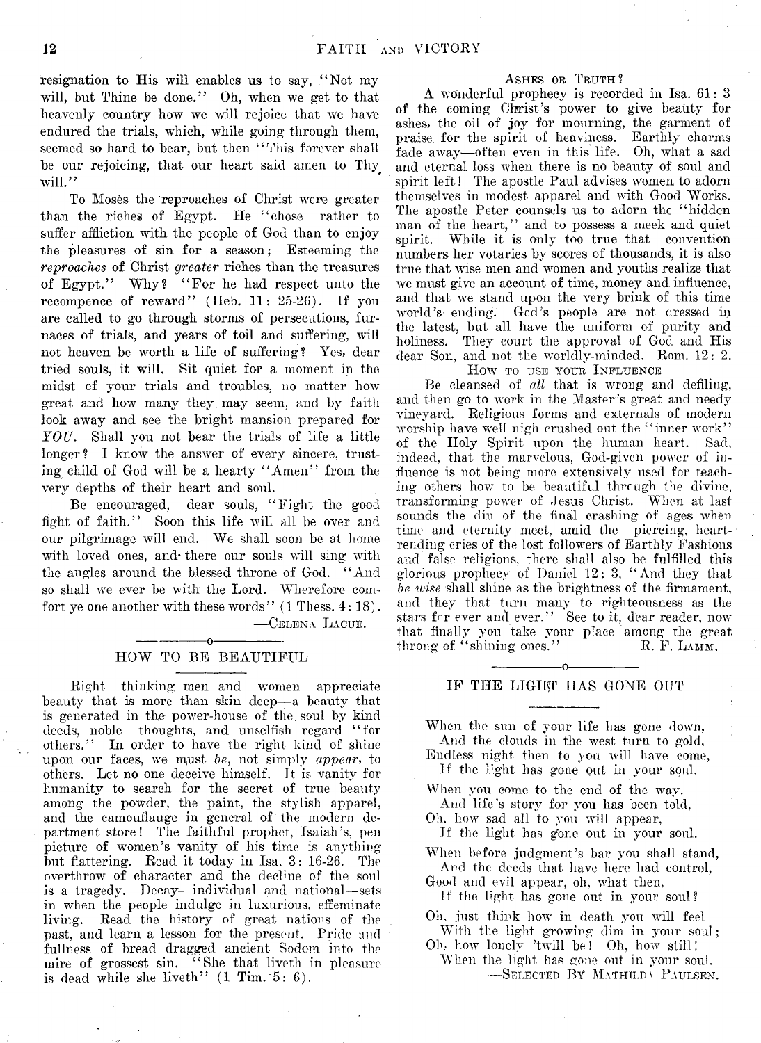resignation to His will enables us to say, "Not my will, but Thine be done." Oh, when we get to that heavenly country how we will rejoice that we have endured the trials, which, while going through them, seemed so hard to bear, but then "This forever shall be our rejoicing, that our heart said amen to Thy will."

To Moses the reproaches of Christ were greater than the riches of Egypt. He "chose rather to suffer affliction with the people of God than to enjoy the pleasures of sin for a season; Esteeming the *reproaches* of Christ *greater* riches than the treasures of Egypt." Why? "For he had respect unto the recompence of reward" (Heb. 11: 25-26). If you are called to go through storms of persecutions, furnaces of trials, and years of toil and suffering, will not heaven be worth a life of suffering? Yes, dear tried souls, it will. Sit quiet for a moment in the midst of your trials and troubles, no matter how great and how many they may seem, and by faith look away and see the bright mansion prepared for *YOU*. Shall you not bear the trials of life a little longer? I know the answer of every sincere, trusting child of God will be a hearty "Amen" from the very depths of their heart and soul.

Be encouraged, dear souls, "Fight the good fight of faith." Soon this life will all be over and our pilgrimage will end. We shall soon be at home with loved ones, and there our souls will sing with the angles around the blessed throne of God. "And so shall we ever be with the Lord. Wherefore comfort ye one another with these words" (1 Thess. 4: 18).

—Celena Lacue.

## HOW TO BE BEAUTIFUL

Right thinking men and women appreciate beauty that is more than skin deep—a beauty that is generated in the power-house of the soul by kind deeds, noble thoughts, and unselfish regard "for others." In order to have the right kind of shine upon our faces, we must *be*, not simply *appear*, to others. Let no one deceive himself. It is vanity for humanity to search for the secret of true beauty among the powder, the paint, the stylish apparel, and the camouflauge in general of the modern department store! The faithful prophet, Isaiah's, pen picture of women's vanity of his time is anything but flattering. Read it today in Isa. 3: 16-26. The overthrow of character and the decline of the soul is a tragedy. Decay—individual and national—sets in when the people indulge in luxurious, effeminate living. Read the history of great nations of the past, and learn a lesson for the present. Pride and fullness of bread dragged ancient Sodom into the mire of grossest sin. "She that liveth in pleasure is dead while she liveth" (1 Tim. 5: 6).

### Ashes or Truth?

A wonderful prophecy is recorded in Isa. 61: 3 of the coming Christ's power to give beauty for ashes, the oil of joy for mourning, the garment of praise for the spirit of heaviness. Earthly charms fade away—often even in this life. Oh, what a sad and eternal loss when there is no beauty of soul and spirit left! The apostle Paul advises women to adorn themselves in modest apparel and with Good Works. The apostle Peter counsels us to adorn the "hidden man of the heart," and to possess a meek and quiet spirit. While it is only too true that convention numbers her votaries by scores of thousands, it is also true that wise men and women and youths realize that we must give an account of time, money and influence, and that we stand upon the very brink of this time world's ending. God's people are not dressed in the latest, but all have the uniform of purity and holiness. They court the approval of God and His dear Son, and not the worldly-minded. Rom. 12: 2.

### How to use your Influence

Be cleansed of *all* that is wrong and defiling, and then go to work in the Master's great and needy vineyard. Religious forms and externals of modern worship have well nigh crushed out the "inner work" of the Holy Spirit upon the human heart. Sad, indeed, that the marvelous, God-given power of influence is not being more extensively used for teaching others how to be beautiful through the divine, transforming power of Jesus Christ. When at last sounds the din of the final crashing of ages when time and eternity meet, amid the piercing, heart-rending cries of the lost followers of Earthly Fashions and false religions, there shall also be fulfilled this glorious prophecy of Daniel 12: 3, "And they that *be wise* shall shine as the brightness of the firmament, and they that turn many to righteousness as the stars for ever and ever." See to it, dear reader, now that finally you take your place among the great throng of "shining ones." —R. F. Lamm.

## IF THE LIGHT HAS GONE OUT

When the sun of your life has gone down,
And the clouds in the west turn to gold,
Endless night then to you will have come,
If the light has gone out in your soul.

When you come to the end of the way,
And life's story for you has been told,
Oh, how sad all to you will appear,
If the light has gone out in your soul.

When before judgment's bar you shall stand,
And the deeds that have here had control,
Good and evil appear, oh, what then,
If the light has gone out in your soul?

Oh, just think how in death you will feel
With the light growing dim in your soul;
Oh, how lonely 'twill be! Oh, how still!
When the light has gone out in your soul.

—Selected By Mathilda Paulsen.